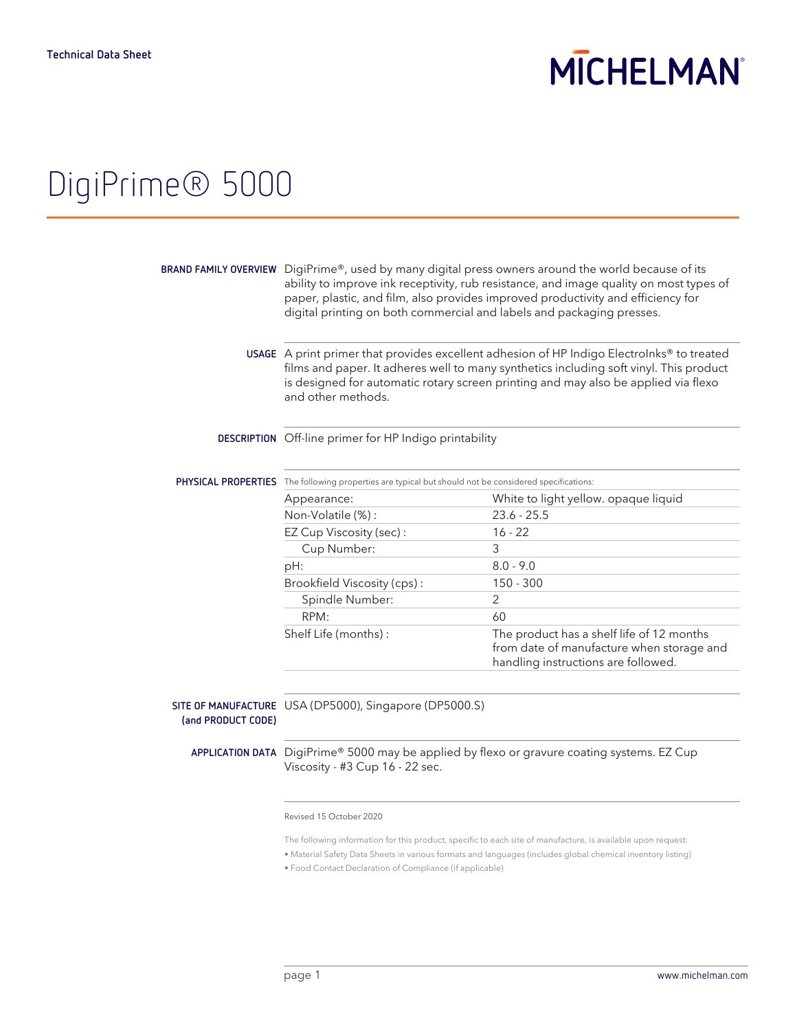Technical Data Sheet

MICHELMAN

# DigiPrime® 5000

**BRAND FAMILY OVERVIEW** DigiPrime®, used by many digital press owners around the world because of its ability to improve ink receptivity, rub resistance, and image quality on most types of paper, plastic, and film, also provides improved productivity and efficiency for digital printing on both commercial and labels and packaging presses.

**USAGE** A print primer that provides excellent adhesion of HP Indigo ElectroInks® to treated films and paper. It adheres well to many synthetics including soft vinyl. This product is designed for automatic rotary screen printing and may also be applied via flexo and other methods.

**DESCRIPTION** Off-line primer for HP Indigo printability

**PHYSICAL PROPERTIES** The following properties are typical but should not be considered specifications:

| Property | Value |
|---|---|
| Appearance: | White to light yellow. opaque liquid |
| Non-Volatile (%) : | 23.6 - 25.5 |
| EZ Cup Viscosity (sec) : | 16 - 22 |
| Cup Number: | 3 |
| pH: | 8.0 - 9.0 |
| Brookfield Viscosity (cps) : | 150 - 300 |
| Spindle Number: | 2 |
| RPM: | 60 |
| Shelf Life (months) : | The product has a shelf life of 12 months from date of manufacture when storage and handling instructions are followed. |

**SITE OF MANUFACTURE (and PRODUCT CODE)** USA (DP5000), Singapore (DP5000.S)

**APPLICATION DATA** DigiPrime® 5000 may be applied by flexo or gravure coating systems. EZ Cup Viscosity - #3 Cup 16 - 22 sec.

Revised 15 October 2020

The following information for this product, specific to each site of manufacture, is available upon request:

- Material Safety Data Sheets in various formats and languages (includes global chemical inventory listing)
- Food Contact Declaration of Compliance (if applicable)

www.michelman.com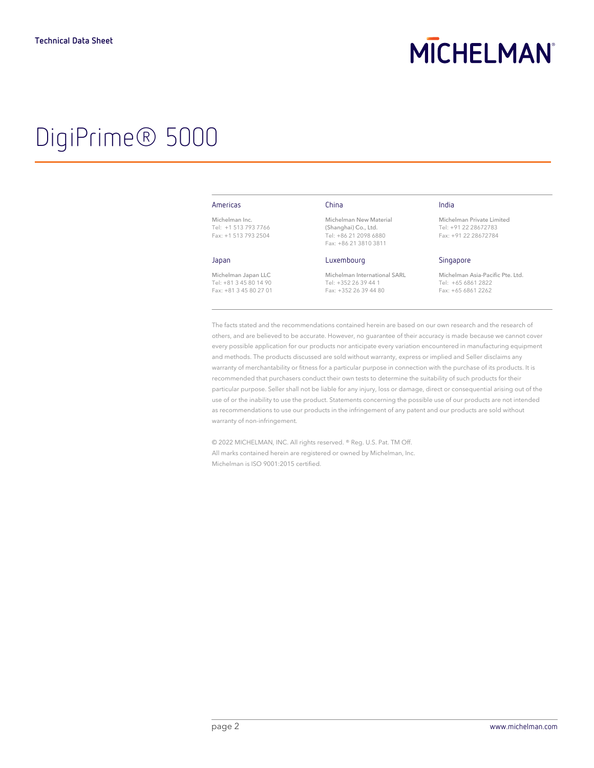# DigiPrime® 5000

**Americas**

Michelman Inc.
Tel: +1 513 793 7766
Fax: +1 513 793 2504

**China**

Michelman New Material (Shanghai) Co., Ltd.
Tel: +86 21 2098 6880
Fax: +86 21 3810 3811

**India**

Michelman Private Limited
Tel: +91 22 28672783
Fax: +91 22 28672784

**Japan**

Michelman Japan LLC
Tel: +81 3 45 80 14 90
Fax: +81 3 45 80 27 01

**Luxembourg**

Michelman International SARL
Tel: +352 26 39 44 1
Fax: +352 26 39 44 80

**Singapore**

Michelman Asia-Pacific Pte. Ltd.
Tel: +65 6861 2822
Fax: +65 6861 2262

The facts stated and the recommendations contained herein are based on our own research and the research of others, and are believed to be accurate. However, no guarantee of their accuracy is made because we cannot cover every possible application for our products nor anticipate every variation encountered in manufacturing equipment and methods. The products discussed are sold without warranty, express or implied and Seller disclaims any warranty of merchantability or fitness for a particular purpose in connection with the purchase of its products. It is recommended that purchasers conduct their own tests to determine the suitability of such products for their particular purpose. Seller shall not be liable for any injury, loss or damage, direct or consequential arising out of the use of or the inability to use the product. Statements concerning the possible use of our products are not intended as recommendations to use our products in the infringement of any patent and our products are sold without warranty of non-infringement.

© 2022 MICHELMAN, INC. All rights reserved. ® Reg. U.S. Pat. TM Off.
All marks contained herein are registered or owned by Michelman, Inc.
Michelman is ISO 9001:2015 certified.